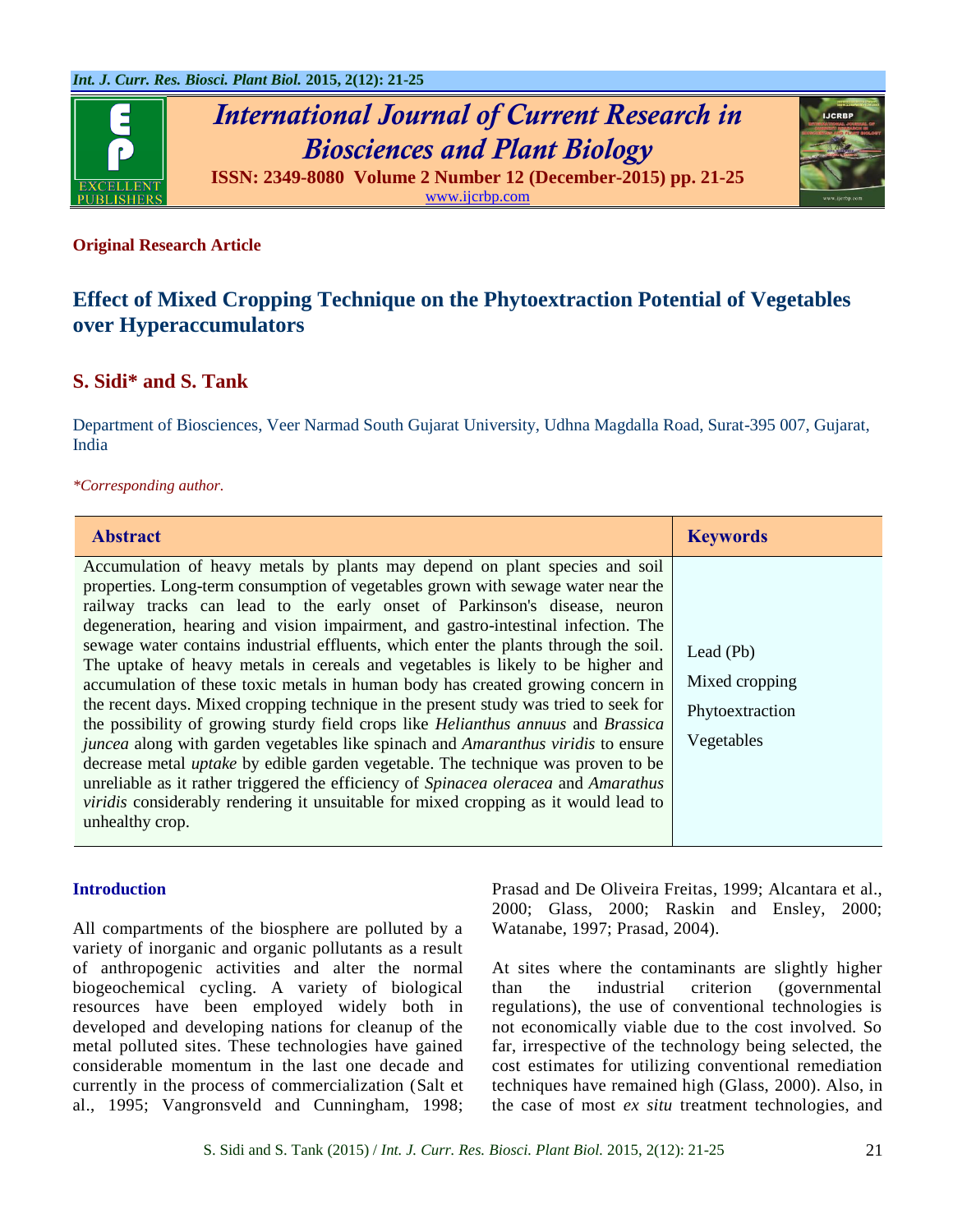Original Research Article

# Effect of Mixed Cropping Technique on the Phytoextraction Potential of Vegetables over Hyperaccumulators

**S. Sidi* and S. Tank**

Department of Biosciences, Veer Narmad South Gujarat University, Udhna Magdalla Road, Surat-395 007, Gujarat, India

*\*Corresponding author.*

| Abstract | Keywords |
|---|---|
| Accumulation of heavy metals by plants may depend on plant species and soil properties. Long-term consumption of vegetables grown with sewage water near the railway tracks can lead to the early onset of Parkinson's disease, neuron degeneration, hearing and vision impairment, and gastro-intestinal infection. The sewage water contains industrial effluents, which enter the plants through the soil. The uptake of heavy metals in cereals and vegetables is likely to be higher and accumulation of these toxic metals in human body has created growing concern in the recent days. Mixed cropping technique in the present study was tried to seek for the possibility of growing sturdy field crops like *Helianthus annuus* and *Brassica juncea* along with garden vegetables like spinach and *Amaranthus viridis* to ensure decrease metal *uptake* by edible garden vegetable. The technique was proven to be unreliable as it rather triggered the efficiency of *Spinacea oleracea* and *Amarathus viridis* considerably rendering it unsuitable for mixed cropping as it would lead to unhealthy crop. | Lead (Pb)<br>Mixed cropping<br>Phytoextraction<br>Vegetables |

## Introduction

All compartments of the biosphere are polluted by a variety of inorganic and organic pollutants as a result of anthropogenic activities and alter the normal biogeochemical cycling. A variety of biological resources have been employed widely both in developed and developing nations for cleanup of the metal polluted sites. These technologies have gained considerable momentum in the last one decade and currently in the process of commercialization (Salt et al., 1995; Vangronsveld and Cunningham, 1998; Prasad and De Oliveira Freitas, 1999; Alcantara et al., 2000; Glass, 2000; Raskin and Ensley, 2000; Watanabe, 1997; Prasad, 2004).

At sites where the contaminants are slightly higher than the industrial criterion (governmental regulations), the use of conventional technologies is not economically viable due to the cost involved. So far, irrespective of the technology being selected, the cost estimates for utilizing conventional remediation techniques have remained high (Glass, 2000). Also, in the case of most *ex situ* treatment technologies, and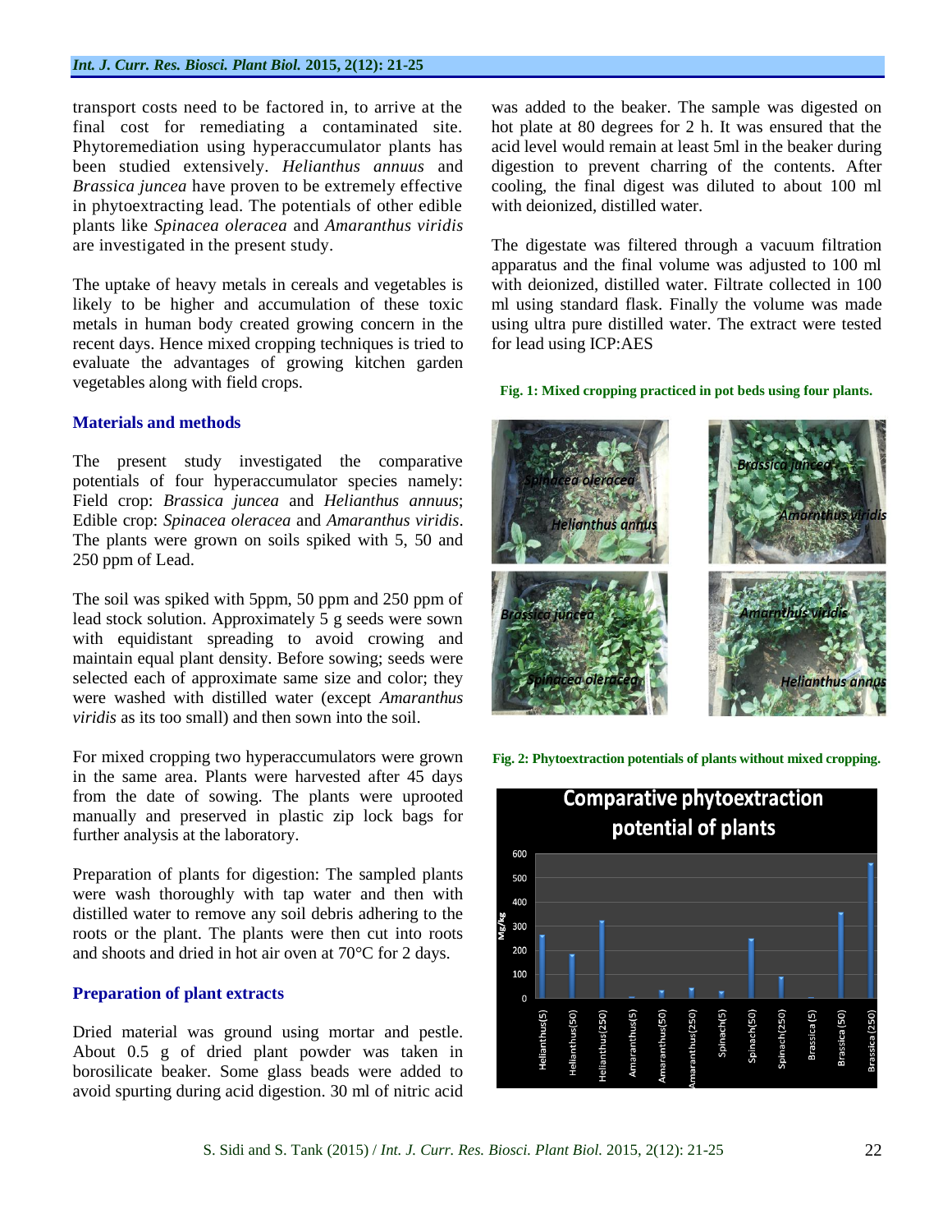transport costs need to be factored in, to arrive at the final cost for remediating a contaminated site. Phytoremediation using hyperaccumulator plants has been studied extensively. *Helianthus annuus* and *Brassica juncea* have proven to be extremely effective in phytoextracting lead. The potentials of other edible plants like *Spinacea oleracea* and *Amaranthus viridis* are investigated in the present study.

The uptake of heavy metals in cereals and vegetables is likely to be higher and accumulation of these toxic metals in human body created growing concern in the recent days. Hence mixed cropping techniques is tried to evaluate the advantages of growing kitchen garden vegetables along with field crops.

## Materials and methods

The present study investigated the comparative potentials of four hyperaccumulator species namely: Field crop: *Brassica juncea* and *Helianthus annuus*; Edible crop: *Spinacea oleracea* and *Amaranthus viridis*. The plants were grown on soils spiked with 5, 50 and 250 ppm of Lead.

The soil was spiked with 5ppm, 50 ppm and 250 ppm of lead stock solution. Approximately 5 g seeds were sown with equidistant spreading to avoid crowing and maintain equal plant density. Before sowing; seeds were selected each of approximate same size and color; they were washed with distilled water (except *Amaranthus viridis* as its too small) and then sown into the soil.

For mixed cropping two hyperaccumulators were grown in the same area. Plants were harvested after 45 days from the date of sowing. The plants were uprooted manually and preserved in plastic zip lock bags for further analysis at the laboratory.

Preparation of plants for digestion: The sampled plants were wash thoroughly with tap water and then with distilled water to remove any soil debris adhering to the roots or the plant. The plants were then cut into roots and shoots and dried in hot air oven at 70°C for 2 days.

## Preparation of plant extracts

Dried material was ground using mortar and pestle. About 0.5 g of dried plant powder was taken in borosilicate beaker. Some glass beads were added to avoid spurting during acid digestion. 30 ml of nitric acid was added to the beaker. The sample was digested on hot plate at 80 degrees for 2 h. It was ensured that the acid level would remain at least 5ml in the beaker during digestion to prevent charring of the contents. After cooling, the final digest was diluted to about 100 ml with deionized, distilled water.

The digestate was filtered through a vacuum filtration apparatus and the final volume was adjusted to 100 ml with deionized, distilled water. Filtrate collected in 100 ml using standard flask. Finally the volume was made using ultra pure distilled water. The extract were tested for lead using ICP:AES

**Fig. 1: Mixed cropping practiced in pot beds using four plants.**

**Fig. 2: Phytoextraction potentials of plants without mixed cropping.**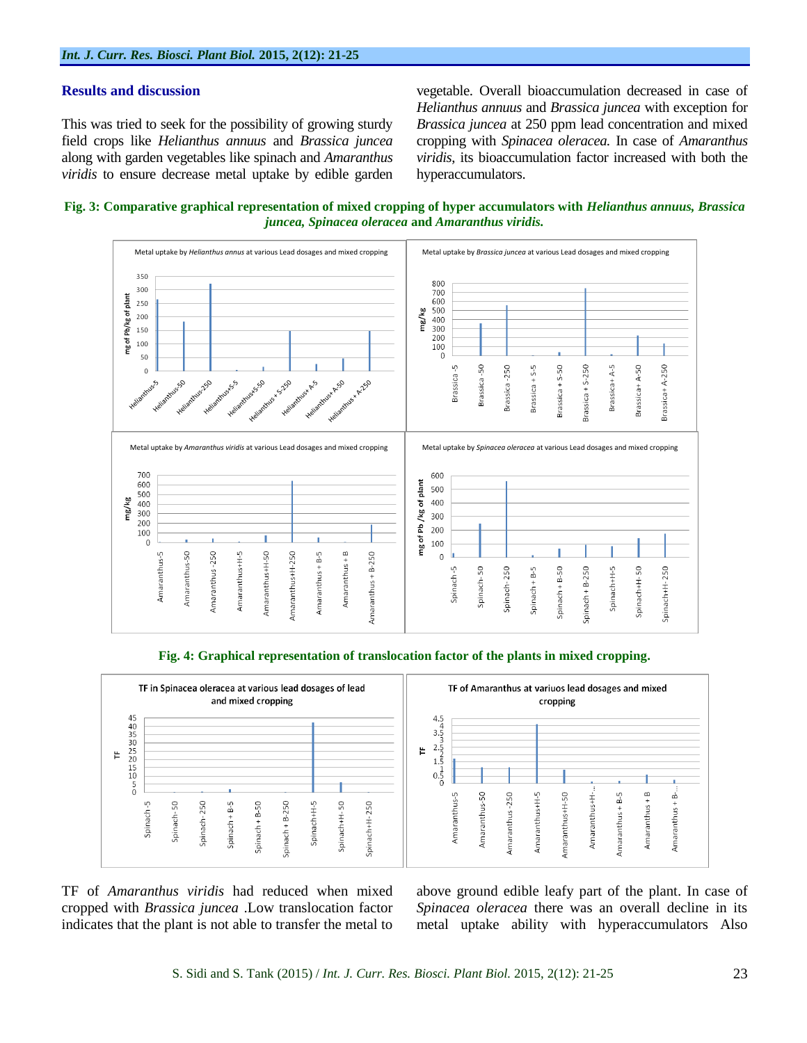## Results and discussion

This was tried to seek for the possibility of growing sturdy field crops like *Helianthus annuus* and *Brassica juncea* along with garden vegetables like spinach and *Amaranthus viridis* to ensure decrease metal uptake by edible garden vegetable. Overall bioaccumulation decreased in case of *Helianthus annuus* and *Brassica juncea* with exception for *Brassica juncea* at 250 ppm lead concentration and mixed cropping with *Spinacea oleracea.* In case of *Amaranthus viridis*, its bioaccumulation factor increased with both the hyperaccumulators.

**Fig. 3: Comparative graphical representation of mixed cropping of hyper accumulators with *Helianthus annuus, Brassica juncea, Spinacea oleracea* and *Amaranthus viridis.***

**Fig. 4: Graphical representation of translocation factor of the plants in mixed cropping.**

TF of *Amaranthus viridis* had reduced when mixed cropped with *Brassica juncea* .Low translocation factor indicates that the plant is not able to transfer the metal to above ground edible leafy part of the plant. In case of *Spinacea oleracea* there was an overall decline in its metal uptake ability with hyperaccumulators Also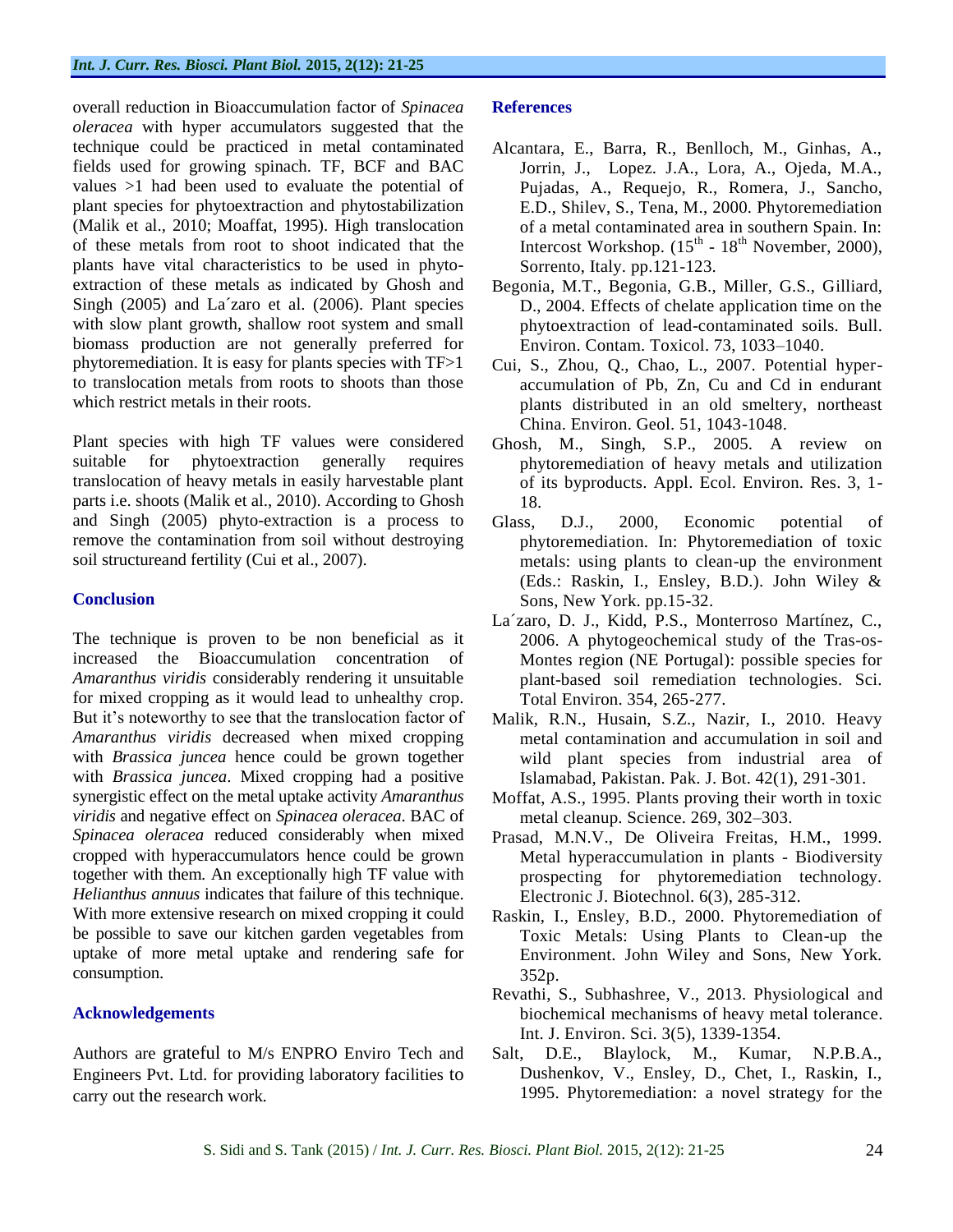overall reduction in Bioaccumulation factor of *Spinacea oleracea* with hyper accumulators suggested that the technique could be practiced in metal contaminated fields used for growing spinach. TF, BCF and BAC values >1 had been used to evaluate the potential of plant species for phytoextraction and phytostabilization (Malik et al., 2010; Moaffat, 1995). High translocation of these metals from root to shoot indicated that the plants have vital characteristics to be used in phyto-extraction of these metals as indicated by Ghosh and Singh (2005) and La´zaro et al. (2006). Plant species with slow plant growth, shallow root system and small biomass production are not generally preferred for phytoremediation. It is easy for plants species with TF>1 to translocation metals from roots to shoots than those which restrict metals in their roots.

Plant species with high TF values were considered suitable for phytoextraction generally requires translocation of heavy metals in easily harvestable plant parts i.e. shoots (Malik et al., 2010). According to Ghosh and Singh (2005) phyto-extraction is a process to remove the contamination from soil without destroying soil structureand fertility (Cui et al., 2007).

## Conclusion

The technique is proven to be non beneficial as it increased the Bioaccumulation concentration of *Amaranthus viridis* considerably rendering it unsuitable for mixed cropping as it would lead to unhealthy crop. But it's noteworthy to see that the translocation factor of *Amaranthus viridis* decreased when mixed cropping with *Brassica juncea* hence could be grown together with *Brassica juncea*. Mixed cropping had a positive synergistic effect on the metal uptake activity *Amaranthus viridis* and negative effect on *Spinacea oleracea*. BAC of *Spinacea oleracea* reduced considerably when mixed cropped with hyperaccumulators hence could be grown together with them. An exceptionally high TF value with *Helianthus annuus* indicates that failure of this technique. With more extensive research on mixed cropping it could be possible to save our kitchen garden vegetables from uptake of more metal uptake and rendering safe for consumption.

## Acknowledgements

Authors are grateful to M/s ENPRO Enviro Tech and Engineers Pvt. Ltd. for providing laboratory facilities to carry out the research work.

## References

Alcantara, E., Barra, R., Benlloch, M., Ginhas, A., Jorrin, J., Lopez. J.A., Lora, A., Ojeda, M.A., Pujadas, A., Requejo, R., Romera, J., Sancho, E.D., Shilev, S., Tena, M., 2000. Phytoremediation of a metal contaminated area in southern Spain. In: Intercost Workshop. (15th - 18th November, 2000), Sorrento, Italy. pp.121-123.

Begonia, M.T., Begonia, G.B., Miller, G.S., Gilliard, D., 2004. Effects of chelate application time on the phytoextraction of lead-contaminated soils. Bull. Environ. Contam. Toxicol. 73, 1033–1040.

Cui, S., Zhou, Q., Chao, L., 2007. Potential hyper-accumulation of Pb, Zn, Cu and Cd in endurant plants distributed in an old smeltery, northeast China. Environ. Geol. 51, 1043-1048.

Ghosh, M., Singh, S.P., 2005. A review on phytoremediation of heavy metals and utilization of its byproducts. Appl. Ecol. Environ. Res. 3, 1-18.

Glass, D.J., 2000, Economic potential of phytoremediation. In: Phytoremediation of toxic metals: using plants to clean-up the environment (Eds.: Raskin, I., Ensley, B.D.). John Wiley & Sons, New York. pp.15-32.

La´zaro, D. J., Kidd, P.S., Monterroso Martínez, C., 2006. A phytogeochemical study of the Tras-os-Montes region (NE Portugal): possible species for plant-based soil remediation technologies. Sci. Total Environ. 354, 265-277.

Malik, R.N., Husain, S.Z., Nazir, I., 2010. Heavy metal contamination and accumulation in soil and wild plant species from industrial area of Islamabad, Pakistan. Pak. J. Bot. 42(1), 291-301.

Moffat, A.S., 1995. Plants proving their worth in toxic metal cleanup. Science. 269, 302–303.

Prasad, M.N.V., De Oliveira Freitas, H.M., 1999. Metal hyperaccumulation in plants - Biodiversity prospecting for phytoremediation technology. Electronic J. Biotechnol. 6(3), 285-312.

Raskin, I., Ensley, B.D., 2000. Phytoremediation of Toxic Metals: Using Plants to Clean-up the Environment. John Wiley and Sons, New York. 352p.

Revathi, S., Subhashree, V., 2013. Physiological and biochemical mechanisms of heavy metal tolerance. Int. J. Environ. Sci. 3(5), 1339-1354.

Salt, D.E., Blaylock, M., Kumar, N.P.B.A., Dushenkov, V., Ensley, D., Chet, I., Raskin, I., 1995. Phytoremediation: a novel strategy for the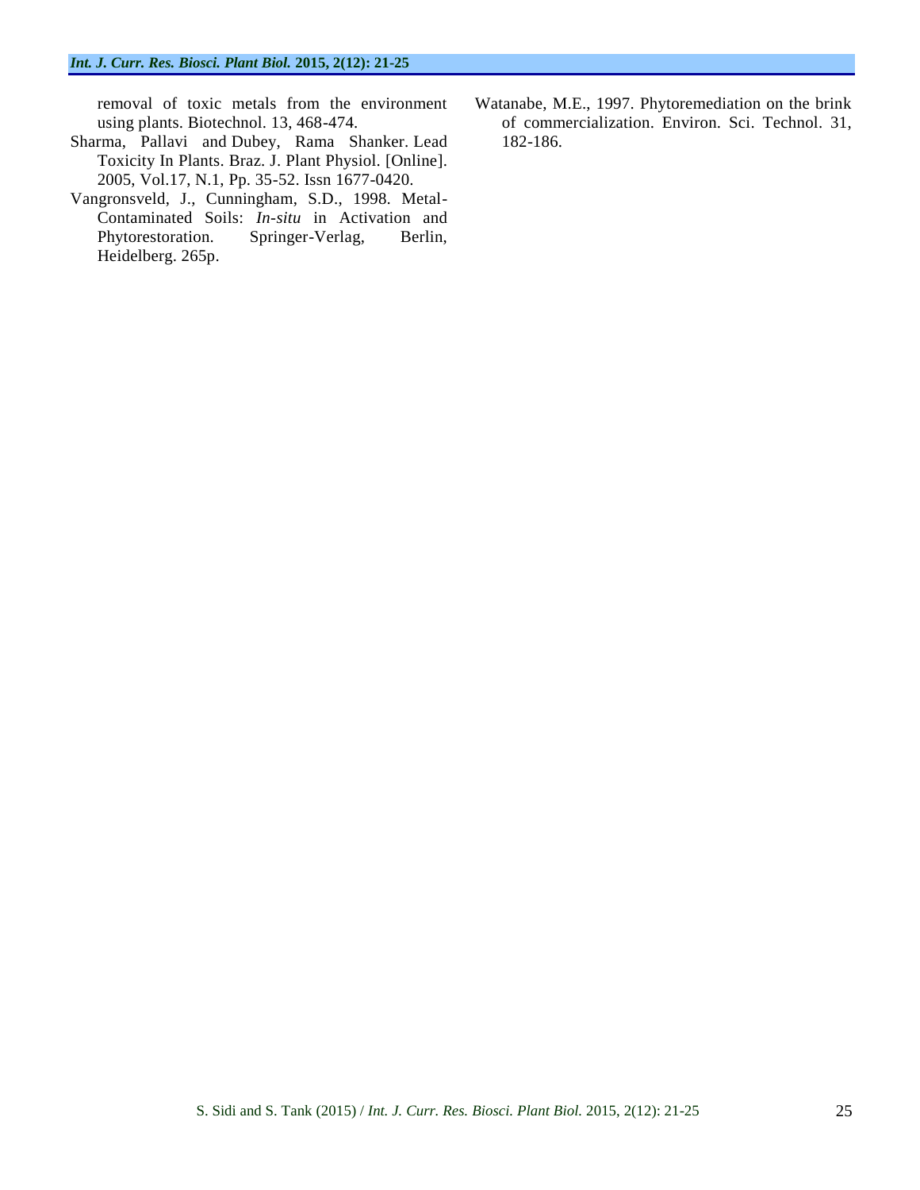removal of toxic metals from the environment using plants. Biotechnol. 13, 468-474.

Sharma, Pallavi and Dubey, Rama Shanker. Lead Toxicity In Plants. Braz. J. Plant Physiol. [Online]. 2005, Vol.17, N.1, Pp. 35-52. Issn 1677-0420.

Vangronsveld, J., Cunningham, S.D., 1998. Metal-Contaminated Soils: *In-situ* in Activation and Phytorestoration. Springer-Verlag, Berlin, Heidelberg. 265p.

Watanabe, M.E., 1997. Phytoremediation on the brink of commercialization. Environ. Sci. Technol. 31, 182-186.